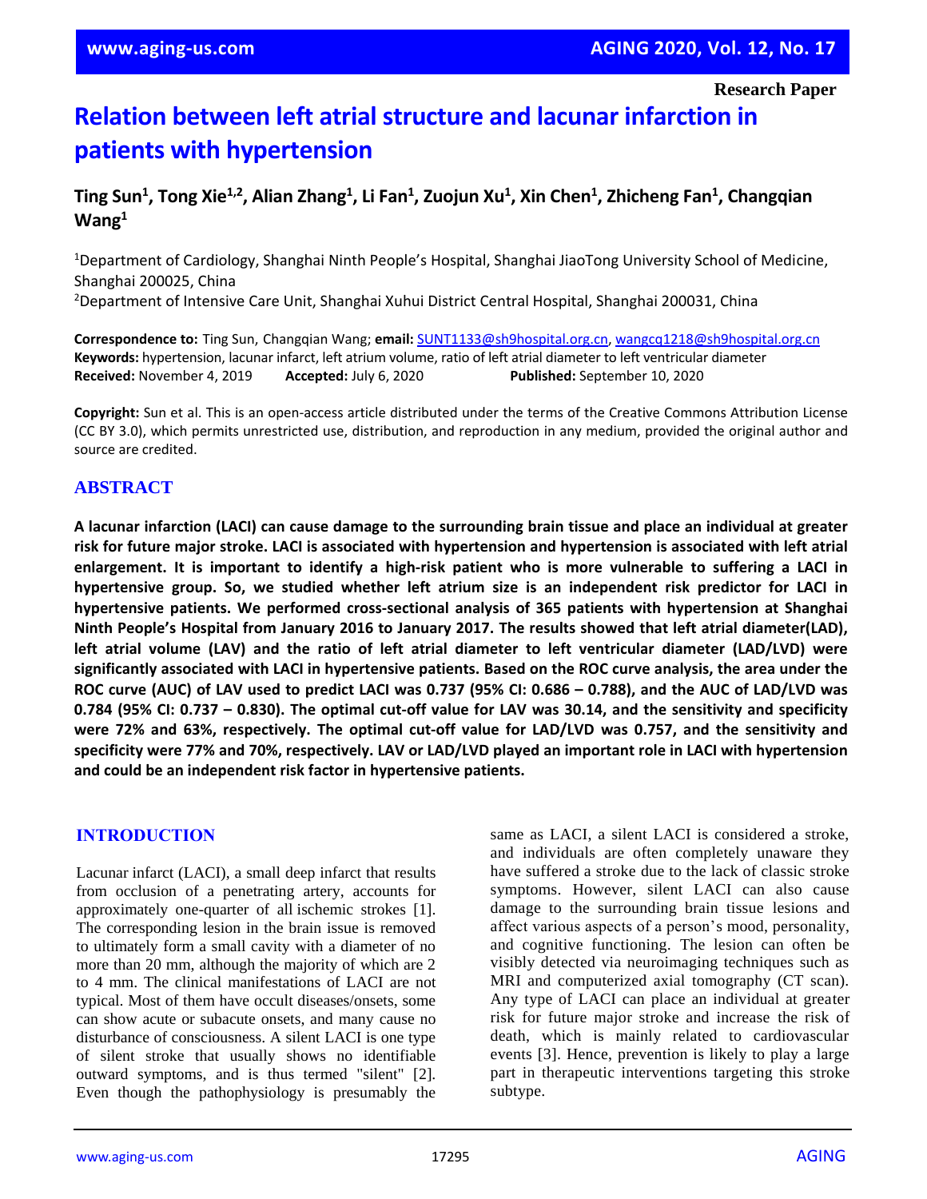Research Paper

# Relation between left atrial structure and lacunar infarction in patients with hypertension

## Ting Sun[1], Tong Xie[1,2], Alian Zhang[1], Li Fan[1], Zuojun Xu[1], Xin Chen[1], Zhicheng Fan[1], Changqian Wang[1]

[1]Department of Cardiology, Shanghai Ninth People's Hospital, Shanghai JiaoTong University School of Medicine, Shanghai 200025, China

[2]Department of Intensive Care Unit, Shanghai Xuhui District Central Hospital, Shanghai 200031, China

**Correspondence to:** Ting Sun, Changqian Wang; **email:** SUNT1133@sh9hospital.org.cn, wangcq1218@sh9hospital.org.cn
**Keywords:** hypertension, lacunar infarct, left atrium volume, ratio of left atrial diameter to left ventricular diameter
**Received:** November 4, 2019 **Accepted:** July 6, 2020 **Published:** September 10, 2020

**Copyright:** Sun et al. This is an open-access article distributed under the terms of the Creative Commons Attribution License (CC BY 3.0), which permits unrestricted use, distribution, and reproduction in any medium, provided the original author and source are credited.

## ABSTRACT

**A lacunar infarction (LACI) can cause damage to the surrounding brain tissue and place an individual at greater risk for future major stroke. LACI is associated with hypertension and hypertension is associated with left atrial enlargement. It is important to identify a high-risk patient who is more vulnerable to suffering a LACI in hypertensive group. So, we studied whether left atrium size is an independent risk predictor for LACI in hypertensive patients. We performed cross-sectional analysis of 365 patients with hypertension at Shanghai Ninth People's Hospital from January 2016 to January 2017. The results showed that left atrial diameter(LAD), left atrial volume (LAV) and the ratio of left atrial diameter to left ventricular diameter (LAD/LVD) were significantly associated with LACI in hypertensive patients. Based on the ROC curve analysis, the area under the ROC curve (AUC) of LAV used to predict LACI was 0.737 (95% CI: 0.686 – 0.788), and the AUC of LAD/LVD was 0.784 (95% CI: 0.737 – 0.830). The optimal cut-off value for LAV was 30.14, and the sensitivity and specificity were 72% and 63%, respectively. The optimal cut-off value for LAD/LVD was 0.757, and the sensitivity and specificity were 77% and 70%, respectively. LAV or LAD/LVD played an important role in LACI with hypertension and could be an independent risk factor in hypertensive patients.**

## INTRODUCTION

Lacunar infarct (LACI), a small deep infarct that results from occlusion of a penetrating artery, accounts for approximately one-quarter of all ischemic strokes [1]. The corresponding lesion in the brain issue is removed to ultimately form a small cavity with a diameter of no more than 20 mm, although the majority of which are 2 to 4 mm. The clinical manifestations of LACI are not typical. Most of them have occult diseases/onsets, some can show acute or subacute onsets, and many cause no disturbance of consciousness. A silent LACI is one type of silent stroke that usually shows no identifiable outward symptoms, and is thus termed "silent" [2]. Even though the pathophysiology is presumably the same as LACI, a silent LACI is considered a stroke, and individuals are often completely unaware they have suffered a stroke due to the lack of classic stroke symptoms. However, silent LACI can also cause damage to the surrounding brain tissue lesions and affect various aspects of a person's mood, personality, and cognitive functioning. The lesion can often be visibly detected via neuroimaging techniques such as MRI and computerized axial tomography (CT scan). Any type of LACI can place an individual at greater risk for future major stroke and increase the risk of death, which is mainly related to cardiovascular events [3]. Hence, prevention is likely to play a large part in therapeutic interventions targeting this stroke subtype.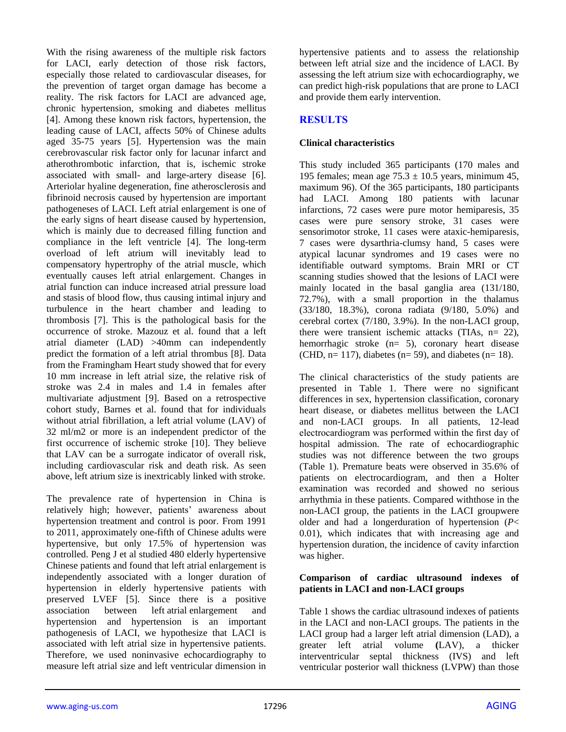With the rising awareness of the multiple risk factors for LACI, early detection of those risk factors, especially those related to cardiovascular diseases, for the prevention of target organ damage has become a reality. The risk factors for LACI are advanced age, chronic hypertension, smoking and diabetes mellitus [4]. Among these known risk factors, hypertension, the leading cause of LACI, affects 50% of Chinese adults aged 35-75 years [5]. Hypertension was the main cerebrovascular risk factor only for lacunar infarct and atherothrombotic infarction, that is, ischemic stroke associated with small- and large-artery disease [6]. Arteriolar hyaline degeneration, fine atherosclerosis and fibrinoid necrosis caused by hypertension are important pathogeneses of LACI. Left atrial enlargement is one of the early signs of heart disease caused by hypertension, which is mainly due to decreased filling function and compliance in the left ventricle [4]. The long-term overload of left atrium will inevitably lead to compensatory hypertrophy of the atrial muscle, which eventually causes left atrial enlargement. Changes in atrial function can induce increased atrial pressure load and stasis of blood flow, thus causing intimal injury and turbulence in the heart chamber and leading to thrombosis [7]. This is the pathological basis for the occurrence of stroke. Mazouz et al. found that a left atrial diameter (LAD) >40mm can independently predict the formation of a left atrial thrombus [8]. Data from the Framingham Heart study showed that for every 10 mm increase in left atrial size, the relative risk of stroke was 2.4 in males and 1.4 in females after multivariate adjustment [9]. Based on a retrospective cohort study, Barnes et al. found that for individuals without atrial fibrillation, a left atrial volume (LAV) of 32 ml/m2 or more is an independent predictor of the first occurrence of ischemic stroke [10]. They believe that LAV can be a surrogate indicator of overall risk, including cardiovascular risk and death risk. As seen above, left atrium size is inextricably linked with stroke.

The prevalence rate of hypertension in China is relatively high; however, patients' awareness about hypertension treatment and control is poor. From 1991 to 2011, approximately one-fifth of Chinese adults were hypertensive, but only 17.5% of hypertension was controlled. Peng J et al studied 480 elderly hypertensive Chinese patients and found that left atrial enlargement is independently associated with a longer duration of hypertension in elderly hypertensive patients with preserved LVEF [5]. Since there is a positive association between left atrial enlargement and hypertension and hypertension is an important pathogenesis of LACI, we hypothesize that LACI is associated with left atrial size in hypertensive patients. Therefore, we used noninvasive echocardiography to measure left atrial size and left ventricular dimension in hypertensive patients and to assess the relationship between left atrial size and the incidence of LACI. By assessing the left atrium size with echocardiography, we can predict high-risk populations that are prone to LACI and provide them early intervention.

## RESULTS

### Clinical characteristics

This study included 365 participants (170 males and 195 females; mean age 75.3 ± 10.5 years, minimum 45, maximum 96). Of the 365 participants, 180 participants had LACI. Among 180 patients with lacunar infarctions, 72 cases were pure motor hemiparesis, 35 cases were pure sensory stroke, 31 cases were sensorimotor stroke, 11 cases were ataxic-hemiparesis, 7 cases were dysarthria-clumsy hand, 5 cases were atypical lacunar syndromes and 19 cases were no identifiable outward symptoms. Brain MRI or CT scanning studies showed that the lesions of LACI were mainly located in the basal ganglia area (131/180, 72.7%), with a small proportion in the thalamus (33/180, 18.3%), corona radiata (9/180, 5.0%) and cerebral cortex (7/180, 3.9%). In the non-LACI group, there were transient ischemic attacks (TIAs, n= 22), hemorrhagic stroke (n= 5), coronary heart disease (CHD, n= 117), diabetes (n= 59), and diabetes (n= 18).

The clinical characteristics of the study patients are presented in Table 1. There were no significant differences in sex, hypertension classification, coronary heart disease, or diabetes mellitus between the LACI and non-LACI groups. In all patients, 12-lead electrocardiogram was performed within the first day of hospital admission. The rate of echocardiographic studies was not difference between the two groups (Table 1). Premature beats were observed in 35.6% of patients on electrocardiogram, and then a Holter examination was recorded and showed no serious arrhythmia in these patients. Compared withthose in the non-LACI group, the patients in the LACI groupwere older and had a longerduration of hypertension ($P$< 0.01), which indicates that with increasing age and hypertension duration, the incidence of cavity infarction was higher.

### Comparison of cardiac ultrasound indexes of patients in LACI and non-LACI groups

Table 1 shows the cardiac ultrasound indexes of patients in the LACI and non-LACI groups. The patients in the LACI group had a larger left atrial dimension (LAD), a greater left atrial volume **(**LAV), a thicker interventricular septal thickness (IVS) and left ventricular posterior wall thickness (LVPW) than those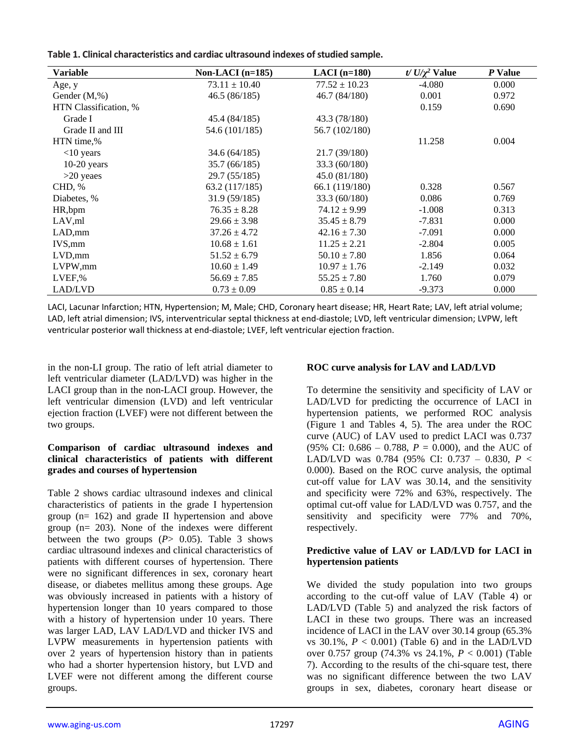**Table 1. Clinical characteristics and cardiac ultrasound indexes of studied sample.**

| Variable | Non-LACI (n=185) | LACI (n=180) | $t/U/\chi^2$ Value | *P* Value |
|---|---|---|---|---|
| Age, y | 73.11 ± 10.40 | 77.52 ± 10.23 | -4.080 | 0.000 |
| Gender (M,%) | 46.5 (86/185) | 46.7 (84/180) | 0.001 | 0.972 |
| HTN Classification, % | | | 0.159 | 0.690 |
| Grade I | 45.4 (84/185) | 43.3 (78/180) | | |
| Grade II and III | 54.6 (101/185) | 56.7 (102/180) | | |
| HTN time,% | | | 11.258 | 0.004 |
| <10 years | 34.6 (64/185) | 21.7 (39/180) | | |
| 10-20 years | 35.7 (66/185) | 33.3 (60/180) | | |
| >20 yeaes | 29.7 (55/185) | 45.0 (81/180) | | |
| CHD, % | 63.2 (117/185) | 66.1 (119/180) | 0.328 | 0.567 |
| Diabetes, % | 31.9 (59/185) | 33.3 (60/180) | 0.086 | 0.769 |
| HR,bpm | 76.35 ± 8.28 | 74.12 ± 9.99 | -1.008 | 0.313 |
| LAV,ml | 29.66 ± 3.98 | 35.45 ± 8.79 | -7.831 | 0.000 |
| LAD,mm | 37.26 ± 4.72 | 42.16 ± 7.30 | -7.091 | 0.000 |
| IVS,mm | 10.68 ± 1.61 | 11.25 ± 2.21 | -2.804 | 0.005 |
| LVD,mm | 51.52 ± 6.79 | 50.10 ± 7.80 | 1.856 | 0.064 |
| LVPW,mm | 10.60 ± 1.49 | 10.97 ± 1.76 | -2.149 | 0.032 |
| LVEF,% | 56.69 ± 7.85 | 55.25 ± 7.80 | 1.760 | 0.079 |
| LAD/LVD | 0.73 ± 0.09 | 0.85 ± 0.14 | -9.373 | 0.000 |

LACI, Lacunar Infarction; HTN, Hypertension; M, Male; CHD, Coronary heart disease; HR, Heart Rate; LAV, left atrial volume; LAD, left atrial dimension; IVS, interventricular septal thickness at end-diastole; LVD, left ventricular dimension; LVPW, left ventricular posterior wall thickness at end-diastole; LVEF, left ventricular ejection fraction.

in the non-LI group. The ratio of left atrial diameter to left ventricular diameter (LAD/LVD) was higher in the LACI group than in the non-LACI group. However, the left ventricular dimension (LVD) and left ventricular ejection fraction (LVEF) were not different between the two groups.

### Comparison of cardiac ultrasound indexes and clinical characteristics of patients with different grades and courses of hypertension

Table 2 shows cardiac ultrasound indexes and clinical characteristics of patients in the grade I hypertension group (n= 162) and grade II hypertension and above group (n= 203). None of the indexes were different between the two groups (*P*> 0.05). Table 3 shows cardiac ultrasound indexes and clinical characteristics of patients with different courses of hypertension. There were no significant differences in sex, coronary heart disease, or diabetes mellitus among these groups. Age was obviously increased in patients with a history of hypertension longer than 10 years compared to those with a history of hypertension under 10 years. There was larger LAD, LAV LAD/LVD and thicker IVS and LVPW measurements in hypertension patients with over 2 years of hypertension history than in patients who had a shorter hypertension history, but LVD and LVEF were not different among the different course groups.

### ROC curve analysis for LAV and LAD/LVD

To determine the sensitivity and specificity of LAV or LAD/LVD for predicting the occurrence of LACI in hypertension patients, we performed ROC analysis (Figure 1 and Tables 4, 5). The area under the ROC curve (AUC) of LAV used to predict LACI was 0.737 (95% CI: 0.686 – 0.788, *P* = 0.000), and the AUC of LAD/LVD was 0.784 (95% CI: 0.737 – 0.830, *P* < 0.000). Based on the ROC curve analysis, the optimal cut-off value for LAV was 30.14, and the sensitivity and specificity were 72% and 63%, respectively. The optimal cut-off value for LAD/LVD was 0.757, and the sensitivity and specificity were 77% and 70%, respectively.

### Predictive value of LAV or LAD/LVD for LACI in hypertension patients

We divided the study population into two groups according to the cut-off value of LAV (Table 4) or LAD/LVD (Table 5) and analyzed the risk factors of LACI in these two groups. There was an increased incidence of LACI in the LAV over 30.14 group (65.3% vs 30.1%, *P* < 0.001) (Table 6) and in the LAD/LVD over 0.757 group (74.3% vs 24.1%, *P* < 0.001) (Table 7). According to the results of the chi-square test, there was no significant difference between the two LAV groups in sex, diabetes, coronary heart disease or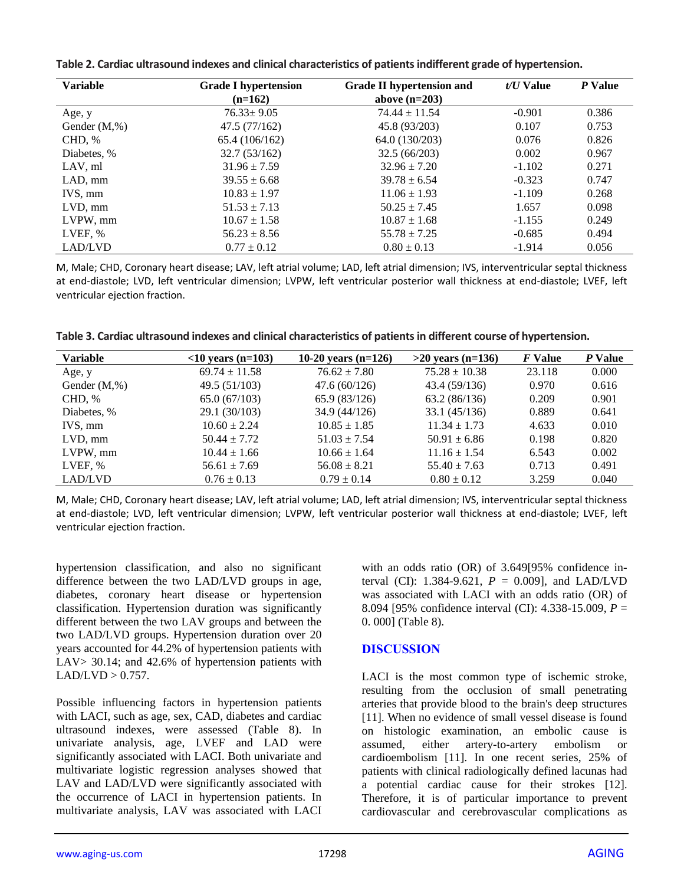**Table 2. Cardiac ultrasound indexes and clinical characteristics of patients indifferent grade of hypertension.**

| Variable | Grade I hypertension (n=162) | Grade II hypertension and above (n=203) | *t/U* Value | *P* Value |
|---|---|---|---|---|
| Age, y | 76.33± 9.05 | 74.44 ± 11.54 | -0.901 | 0.386 |
| Gender (M,%) | 47.5 (77/162) | 45.8 (93/203) | 0.107 | 0.753 |
| CHD, % | 65.4 (106/162) | 64.0 (130/203) | 0.076 | 0.826 |
| Diabetes, % | 32.7 (53/162) | 32.5 (66/203) | 0.002 | 0.967 |
| LAV, ml | 31.96 ± 7.59 | 32.96 ± 7.20 | -1.102 | 0.271 |
| LAD, mm | 39.55 ± 6.68 | 39.78 ± 6.54 | -0.323 | 0.747 |
| IVS, mm | 10.83 ± 1.97 | 11.06 ± 1.93 | -1.109 | 0.268 |
| LVD, mm | 51.53 ± 7.13 | 50.25 ± 7.45 | 1.657 | 0.098 |
| LVPW, mm | 10.67 ± 1.58 | 10.87 ± 1.68 | -1.155 | 0.249 |
| LVEF, % | 56.23 ± 8.56 | 55.78 ± 7.25 | -0.685 | 0.494 |
| LAD/LVD | 0.77 ± 0.12 | 0.80 ± 0.13 | -1.914 | 0.056 |

M, Male; CHD, Coronary heart disease; LAV, left atrial volume; LAD, left atrial dimension; IVS, interventricular septal thickness at end-diastole; LVD, left ventricular dimension; LVPW, left ventricular posterior wall thickness at end-diastole; LVEF, left ventricular ejection fraction.

**Table 3. Cardiac ultrasound indexes and clinical characteristics of patients in different course of hypertension.**

| Variable | <10 years (n=103) | 10-20 years (n=126) | >20 years (n=136) | *F* Value | *P* Value |
|---|---|---|---|---|---|
| Age, y | 69.74 ± 11.58 | 76.62 ± 7.80 | 75.28 ± 10.38 | 23.118 | 0.000 |
| Gender (M,%) | 49.5 (51/103) | 47.6 (60/126) | 43.4 (59/136) | 0.970 | 0.616 |
| CHD, % | 65.0 (67/103) | 65.9 (83/126) | 63.2 (86/136) | 0.209 | 0.901 |
| Diabetes, % | 29.1 (30/103) | 34.9 (44/126) | 33.1 (45/136) | 0.889 | 0.641 |
| IVS, mm | 10.60 ± 2.24 | 10.85 ± 1.85 | 11.34 ± 1.73 | 4.633 | 0.010 |
| LVD, mm | 50.44 ± 7.72 | 51.03 ± 7.54 | 50.91 ± 6.86 | 0.198 | 0.820 |
| LVPW, mm | 10.44 ± 1.66 | 10.66 ± 1.64 | 11.16 ± 1.54 | 6.543 | 0.002 |
| LVEF, % | 56.61 ± 7.69 | 56.08 ± 8.21 | 55.40 ± 7.63 | 0.713 | 0.491 |
| LAD/LVD | 0.76 ± 0.13 | 0.79 ± 0.14 | 0.80 ± 0.12 | 3.259 | 0.040 |

M, Male; CHD, Coronary heart disease; LAV, left atrial volume; LAD, left atrial dimension; IVS, interventricular septal thickness at end-diastole; LVD, left ventricular dimension; LVPW, left ventricular posterior wall thickness at end-diastole; LVEF, left ventricular ejection fraction.

hypertension classification, and also no significant difference between the two LAD/LVD groups in age, diabetes, coronary heart disease or hypertension classification. Hypertension duration was significantly different between the two LAV groups and between the two LAD/LVD groups. Hypertension duration over 20 years accounted for 44.2% of hypertension patients with LAV> 30.14; and 42.6% of hypertension patients with LAD/LVD > 0.757.

Possible influencing factors in hypertension patients with LACI, such as age, sex, CAD, diabetes and cardiac ultrasound indexes, were assessed (Table 8). In univariate analysis, age, LVEF and LAD were significantly associated with LACI. Both univariate and multivariate logistic regression analyses showed that LAV and LAD/LVD were significantly associated with the occurrence of LACI in hypertension patients. In multivariate analysis, LAV was associated with LACI with an odds ratio (OR) of 3.649[95% confidence interval (CI): 1.384-9.621, *P* = 0.009], and LAD/LVD was associated with LACI with an odds ratio (OR) of 8.094 [95% confidence interval (CI): 4.338-15.009, *P* = 0. 000] (Table 8).

## DISCUSSION

LACI is the most common type of ischemic stroke, resulting from the occlusion of small penetrating arteries that provide blood to the brain's deep structures [11]. When no evidence of small vessel disease is found on histologic examination, an embolic cause is assumed, either artery-to-artery embolism or cardioembolism [11]. In one recent series, 25% of patients with clinical radiologically defined lacunas had a potential cardiac cause for their strokes [12]. Therefore, it is of particular importance to prevent cardiovascular and cerebrovascular complications as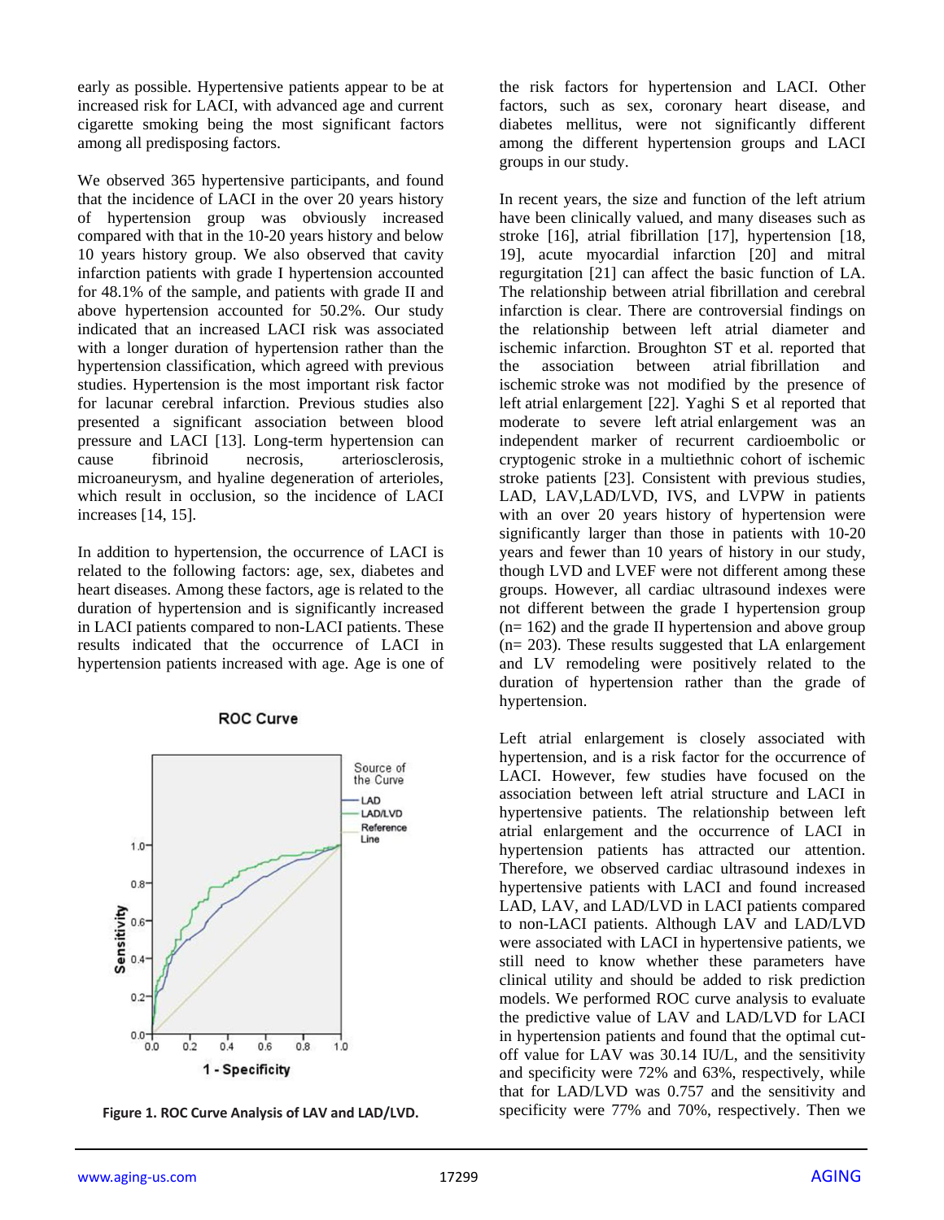early as possible. Hypertensive patients appear to be at increased risk for LACI, with advanced age and current cigarette smoking being the most significant factors among all predisposing factors.

We observed 365 hypertensive participants, and found that the incidence of LACI in the over 20 years history of hypertension group was obviously increased compared with that in the 10-20 years history and below 10 years history group. We also observed that cavity infarction patients with grade I hypertension accounted for 48.1% of the sample, and patients with grade II and above hypertension accounted for 50.2%. Our study indicated that an increased LACI risk was associated with a longer duration of hypertension rather than the hypertension classification, which agreed with previous studies. Hypertension is the most important risk factor for lacunar cerebral infarction. Previous studies also presented a significant association between blood pressure and LACI [13]. Long-term hypertension can cause fibrinoid necrosis, arteriosclerosis, microaneurysm, and hyaline degeneration of arterioles, which result in occlusion, so the incidence of LACI increases [14, 15].

In addition to hypertension, the occurrence of LACI is related to the following factors: age, sex, diabetes and heart diseases. Among these factors, age is related to the duration of hypertension and is significantly increased in LACI patients compared to non-LACI patients. These results indicated that the occurrence of LACI in hypertension patients increased with age. Age is one of the risk factors for hypertension and LACI. Other factors, such as sex, coronary heart disease, and diabetes mellitus, were not significantly different among the different hypertension groups and LACI groups in our study.

**Figure 1. ROC Curve Analysis of LAV and LAD/LVD.**

In recent years, the size and function of the left atrium have been clinically valued, and many diseases such as stroke [16], atrial fibrillation [17], hypertension [18, 19], acute myocardial infarction [20] and mitral regurgitation [21] can affect the basic function of LA. The relationship between atrial fibrillation and cerebral infarction is clear. There are controversial findings on the relationship between left atrial diameter and ischemic infarction. Broughton ST et al. reported that the association between atrial fibrillation and ischemic stroke was not modified by the presence of left atrial enlargement [22]. Yaghi S et al reported that moderate to severe left atrial enlargement was an independent marker of recurrent cardioembolic or cryptogenic stroke in a multiethnic cohort of ischemic stroke patients [23]. Consistent with previous studies, LAD, LAV,LAD/LVD, IVS, and LVPW in patients with an over 20 years history of hypertension were significantly larger than those in patients with 10-20 years and fewer than 10 years of history in our study, though LVD and LVEF were not different among these groups. However, all cardiac ultrasound indexes were not different between the grade I hypertension group (n= 162) and the grade II hypertension and above group (n= 203). These results suggested that LA enlargement and LV remodeling were positively related to the duration of hypertension rather than the grade of hypertension.

Left atrial enlargement is closely associated with hypertension, and is a risk factor for the occurrence of LACI. However, few studies have focused on the association between left atrial structure and LACI in hypertensive patients. The relationship between left atrial enlargement and the occurrence of LACI in hypertension patients has attracted our attention. Therefore, we observed cardiac ultrasound indexes in hypertensive patients with LACI and found increased LAD, LAV, and LAD/LVD in LACI patients compared to non-LACI patients. Although LAV and LAD/LVD were associated with LACI in hypertensive patients, we still need to know whether these parameters have clinical utility and should be added to risk prediction models. We performed ROC curve analysis to evaluate the predictive value of LAV and LAD/LVD for LACI in hypertension patients and found that the optimal cut-off value for LAV was 30.14 IU/L, and the sensitivity and specificity were 72% and 63%, respectively, while that for LAD/LVD was 0.757 and the sensitivity and specificity were 77% and 70%, respectively. Then we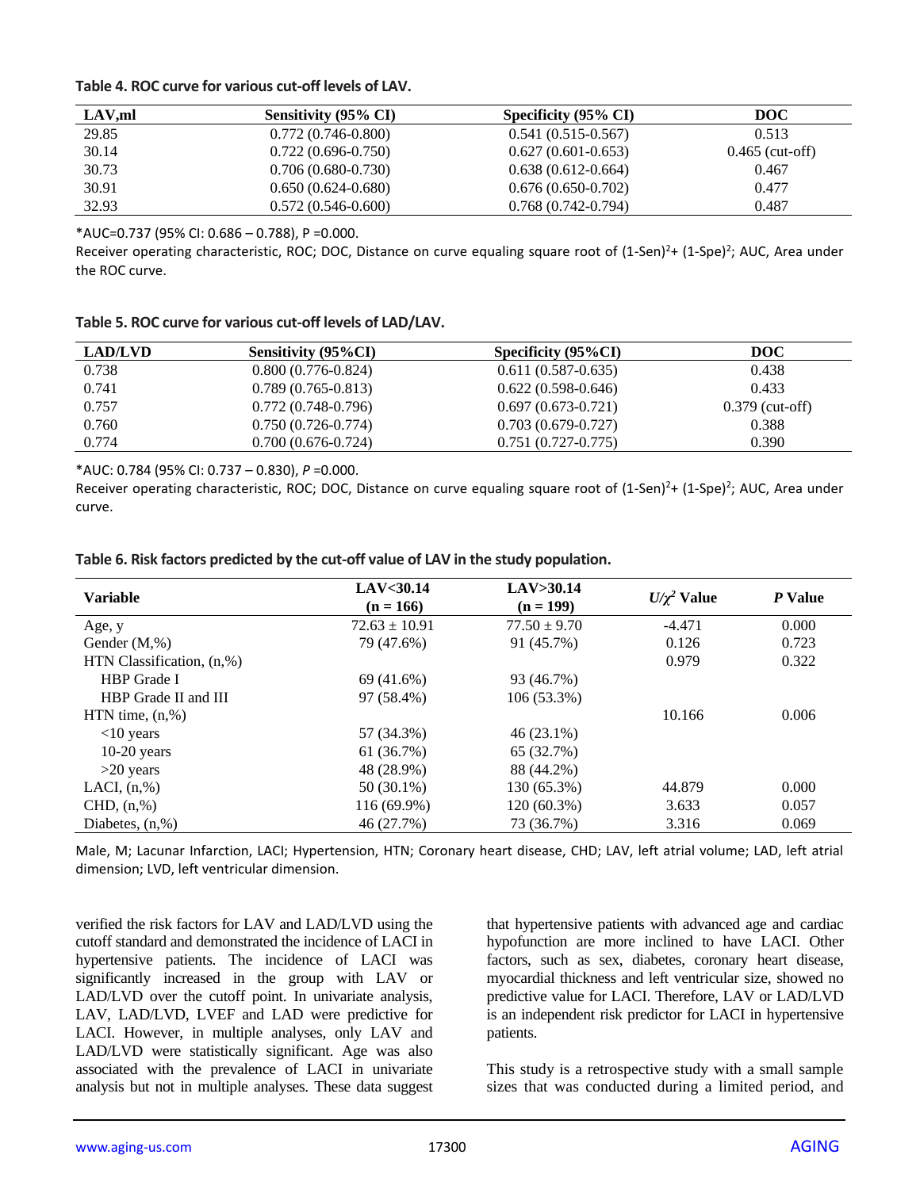**Table 4. ROC curve for various cut-off levels of LAV.**

| LAV,ml | Sensitivity (95% CI) | Specificity (95% CI) | DOC |
|---|---|---|---|
| 29.85 | 0.772 (0.746-0.800) | 0.541 (0.515-0.567) | 0.513 |
| 30.14 | 0.722 (0.696-0.750) | 0.627 (0.601-0.653) | 0.465 (cut-off) |
| 30.73 | 0.706 (0.680-0.730) | 0.638 (0.612-0.664) | 0.467 |
| 30.91 | 0.650 (0.624-0.680) | 0.676 (0.650-0.702) | 0.477 |
| 32.93 | 0.572 (0.546-0.600) | 0.768 (0.742-0.794) | 0.487 |

*AUC=0.737 (95% CI: 0.686 – 0.788), P =0.000.

Receiver operating characteristic, ROC; DOC, Distance on curve equaling square root of $(1\text{-Sen})^2 + (1\text{-Spe})^2$; AUC, Area under the ROC curve.

**Table 5. ROC curve for various cut-off levels of LAD/LAV.**

| LAD/LVD | Sensitivity (95%CI) | Specificity (95%CI) | DOC |
|---|---|---|---|
| 0.738 | 0.800 (0.776-0.824) | 0.611 (0.587-0.635) | 0.438 |
| 0.741 | 0.789 (0.765-0.813) | 0.622 (0.598-0.646) | 0.433 |
| 0.757 | 0.772 (0.748-0.796) | 0.697 (0.673-0.721) | 0.379 (cut-off) |
| 0.760 | 0.750 (0.726-0.774) | 0.703 (0.679-0.727) | 0.388 |
| 0.774 | 0.700 (0.676-0.724) | 0.751 (0.727-0.775) | 0.390 |

*AUC: 0.784 (95% CI: 0.737 – 0.830), *P* =0.000.

Receiver operating characteristic, ROC; DOC, Distance on curve equaling square root of $(1\text{-Sen})^2 + (1\text{-Spe})^2$; AUC, Area under curve.

**Table 6. Risk factors predicted by the cut-off value of LAV in the study population.**

| Variable | LAV<30.14 (n = 166) | LAV>30.14 (n = 199) | $U/\chi^2$ Value | *P* Value |
|---|---|---|---|---|
| Age, y | 72.63 ± 10.91 | 77.50 ± 9.70 | -4.471 | 0.000 |
| Gender (M,%) | 79 (47.6%) | 91 (45.7%) | 0.126 | 0.723 |
| HTN Classification, (n,%) | | | 0.979 | 0.322 |
| HBP Grade I | 69 (41.6%) | 93 (46.7%) | | |
| HBP Grade II and III | 97 (58.4%) | 106 (53.3%) | | |
| HTN time, (n,%) | | | 10.166 | 0.006 |
| <10 years | 57 (34.3%) | 46 (23.1%) | | |
| 10-20 years | 61 (36.7%) | 65 (32.7%) | | |
| >20 years | 48 (28.9%) | 88 (44.2%) | | |
| LACI, (n,%) | 50 (30.1%) | 130 (65.3%) | 44.879 | 0.000 |
| CHD, (n,%) | 116 (69.9%) | 120 (60.3%) | 3.633 | 0.057 |
| Diabetes, (n,%) | 46 (27.7%) | 73 (36.7%) | 3.316 | 0.069 |

Male, M; Lacunar Infarction, LACI; Hypertension, HTN; Coronary heart disease, CHD; LAV, left atrial volume; LAD, left atrial dimension; LVD, left ventricular dimension.

verified the risk factors for LAV and LAD/LVD using the cutoff standard and demonstrated the incidence of LACI in hypertensive patients. The incidence of LACI was significantly increased in the group with LAV or LAD/LVD over the cutoff point. In univariate analysis, LAV, LAD/LVD, LVEF and LAD were predictive for LACI. However, in multiple analyses, only LAV and LAD/LVD were statistically significant. Age was also associated with the prevalence of LACI in univariate analysis but not in multiple analyses. These data suggest that hypertensive patients with advanced age and cardiac hypofunction are more inclined to have LACI. Other factors, such as sex, diabetes, coronary heart disease, myocardial thickness and left ventricular size, showed no predictive value for LACI. Therefore, LAV or LAD/LVD is an independent risk predictor for LACI in hypertensive patients.

This study is a retrospective study with a small sample sizes that was conducted during a limited period, and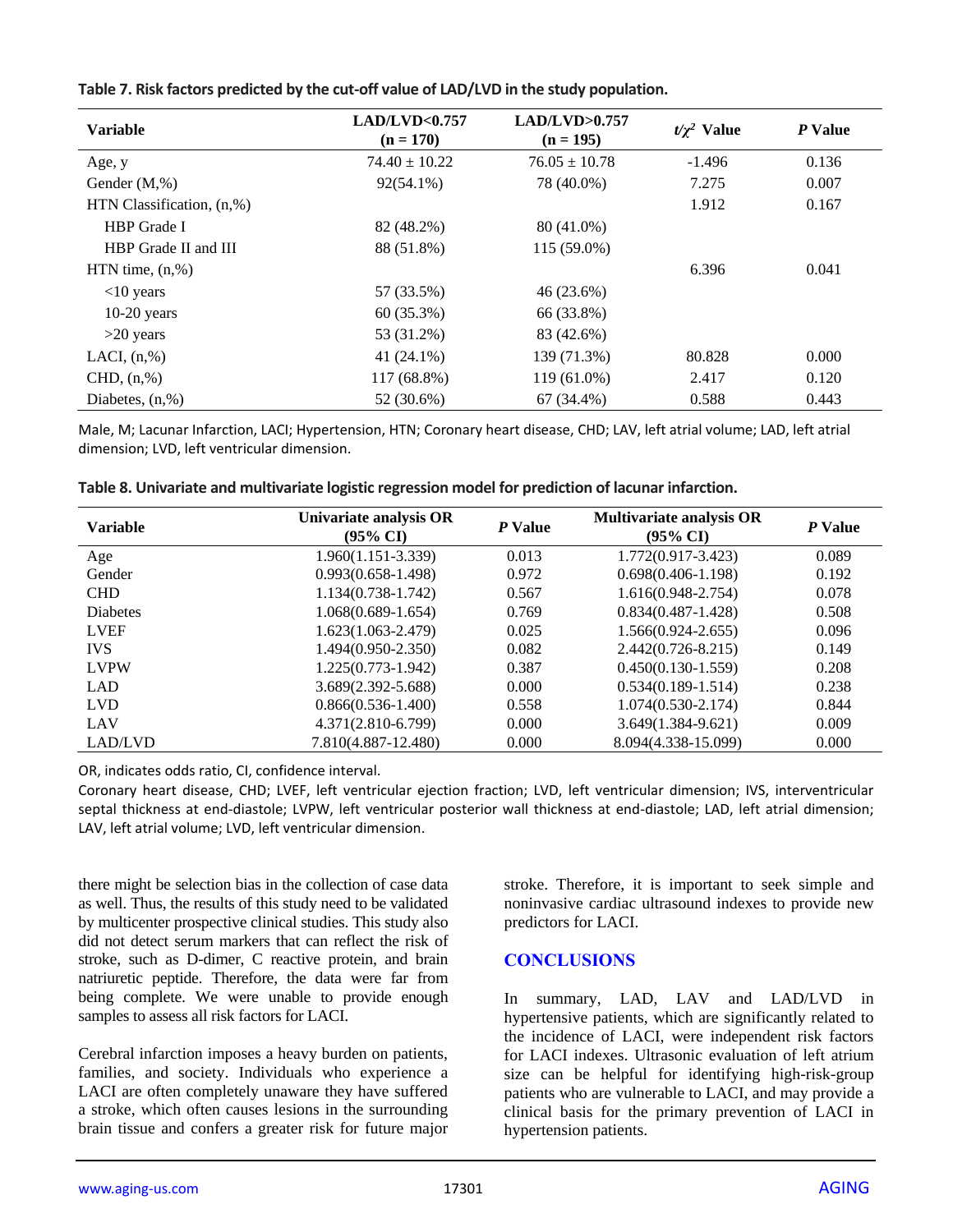**Table 7. Risk factors predicted by the cut-off value of LAD/LVD in the study population.**

| Variable | LAD/LVD<0.757 (n = 170) | LAD/LVD>0.757 (n = 195) | $t/\chi^2$ Value | *P* Value |
|---|---|---|---|---|
| Age, y | 74.40 ± 10.22 | 76.05 ± 10.78 | -1.496 | 0.136 |
| Gender (M,%) | 92(54.1%) | 78 (40.0%) | 7.275 | 0.007 |
| HTN Classification, (n,%) | | | 1.912 | 0.167 |
| HBP Grade I | 82 (48.2%) | 80 (41.0%) | | |
| HBP Grade II and III | 88 (51.8%) | 115 (59.0%) | | |
| HTN time, (n,%) | | | 6.396 | 0.041 |
| <10 years | 57 (33.5%) | 46 (23.6%) | | |
| 10-20 years | 60 (35.3%) | 66 (33.8%) | | |
| >20 years | 53 (31.2%) | 83 (42.6%) | | |
| LACI, (n,%) | 41 (24.1%) | 139 (71.3%) | 80.828 | 0.000 |
| CHD, (n,%) | 117 (68.8%) | 119 (61.0%) | 2.417 | 0.120 |
| Diabetes, (n,%) | 52 (30.6%) | 67 (34.4%) | 0.588 | 0.443 |

Male, M; Lacunar Infarction, LACI; Hypertension, HTN; Coronary heart disease, CHD; LAV, left atrial volume; LAD, left atrial dimension; LVD, left ventricular dimension.

**Table 8. Univariate and multivariate logistic regression model for prediction of lacunar infarction.**

| Variable | Univariate analysis OR (95% CI) | *P* Value | Multivariate analysis OR (95% CI) | *P* Value |
|---|---|---|---|---|
| Age | 1.960(1.151-3.339) | 0.013 | 1.772(0.917-3.423) | 0.089 |
| Gender | 0.993(0.658-1.498) | 0.972 | 0.698(0.406-1.198) | 0.192 |
| CHD | 1.134(0.738-1.742) | 0.567 | 1.616(0.948-2.754) | 0.078 |
| Diabetes | 1.068(0.689-1.654) | 0.769 | 0.834(0.487-1.428) | 0.508 |
| LVEF | 1.623(1.063-2.479) | 0.025 | 1.566(0.924-2.655) | 0.096 |
| IVS | 1.494(0.950-2.350) | 0.082 | 2.442(0.726-8.215) | 0.149 |
| LVPW | 1.225(0.773-1.942) | 0.387 | 0.450(0.130-1.559) | 0.208 |
| LAD | 3.689(2.392-5.688) | 0.000 | 0.534(0.189-1.514) | 0.238 |
| LVD | 0.866(0.536-1.400) | 0.558 | 1.074(0.530-2.174) | 0.844 |
| LAV | 4.371(2.810-6.799) | 0.000 | 3.649(1.384-9.621) | 0.009 |
| LAD/LVD | 7.810(4.887-12.480) | 0.000 | 8.094(4.338-15.099) | 0.000 |

OR, indicates odds ratio, CI, confidence interval.

Coronary heart disease, CHD; LVEF, left ventricular ejection fraction; LVD, left ventricular dimension; IVS, interventricular septal thickness at end-diastole; LVPW, left ventricular posterior wall thickness at end-diastole; LAD, left atrial dimension; LAV, left atrial volume; LVD, left ventricular dimension.

there might be selection bias in the collection of case data as well. Thus, the results of this study need to be validated by multicenter prospective clinical studies. This study also did not detect serum markers that can reflect the risk of stroke, such as D-dimer, C reactive protein, and brain natriuretic peptide. Therefore, the data were far from being complete. We were unable to provide enough samples to assess all risk factors for LACI.

Cerebral infarction imposes a heavy burden on patients, families, and society. Individuals who experience a LACI are often completely unaware they have suffered a stroke, which often causes lesions in the surrounding brain tissue and confers a greater risk for future major stroke. Therefore, it is important to seek simple and noninvasive cardiac ultrasound indexes to provide new predictors for LACI.

## CONCLUSIONS

In summary, LAD, LAV and LAD/LVD in hypertensive patients, which are significantly related to the incidence of LACI, were independent risk factors for LACI indexes. Ultrasonic evaluation of left atrium size can be helpful for identifying high-risk-group patients who are vulnerable to LACI, and may provide a clinical basis for the primary prevention of LACI in hypertension patients.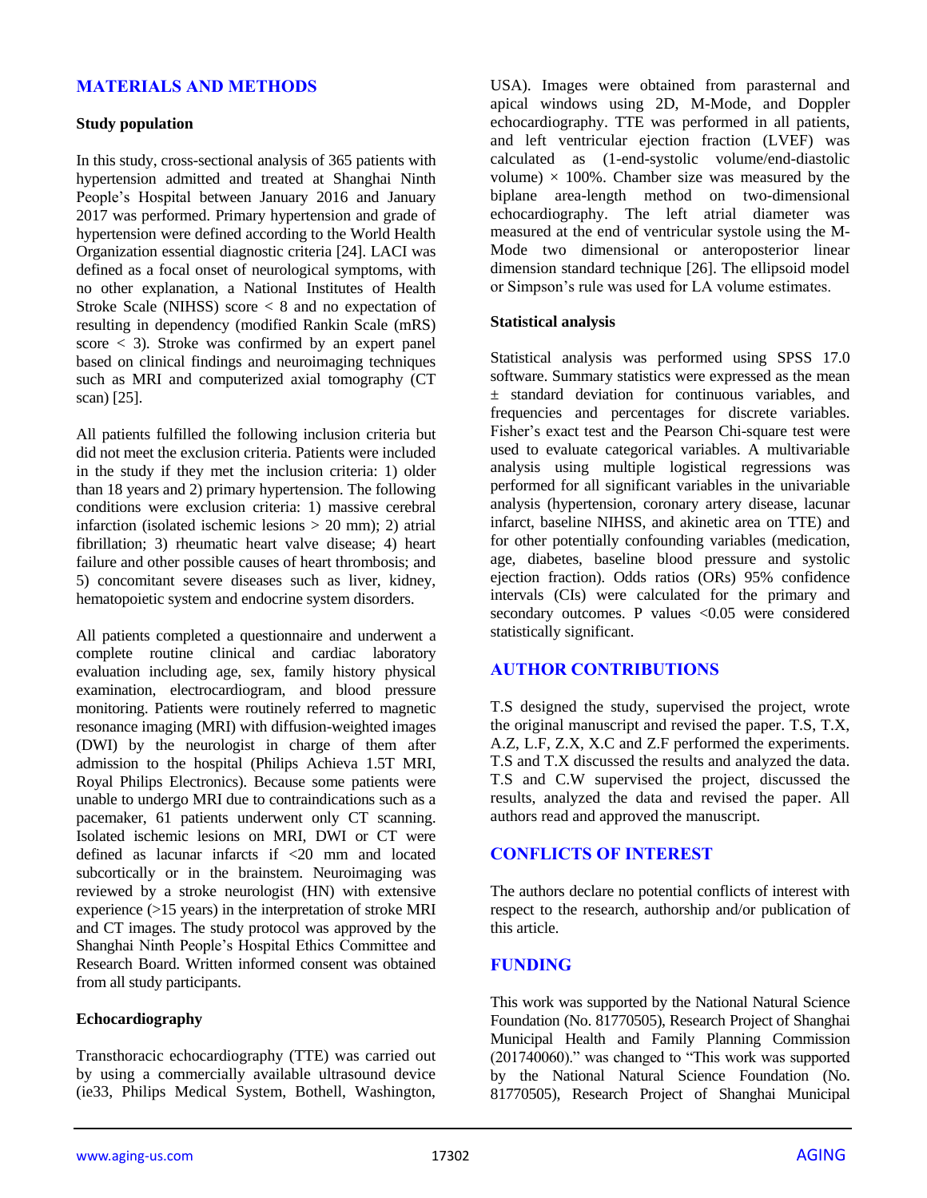## MATERIALS AND METHODS

### Study population

In this study, cross-sectional analysis of 365 patients with hypertension admitted and treated at Shanghai Ninth People's Hospital between January 2016 and January 2017 was performed. Primary hypertension and grade of hypertension were defined according to the World Health Organization essential diagnostic criteria [24]. LACI was defined as a focal onset of neurological symptoms, with no other explanation, a National Institutes of Health Stroke Scale (NIHSS) score < 8 and no expectation of resulting in dependency (modified Rankin Scale (mRS) score < 3). Stroke was confirmed by an expert panel based on clinical findings and neuroimaging techniques such as MRI and computerized axial tomography (CT scan) [25].

All patients fulfilled the following inclusion criteria but did not meet the exclusion criteria. Patients were included in the study if they met the inclusion criteria: 1) older than 18 years and 2) primary hypertension. The following conditions were exclusion criteria: 1) massive cerebral infarction (isolated ischemic lesions > 20 mm); 2) atrial fibrillation; 3) rheumatic heart valve disease; 4) heart failure and other possible causes of heart thrombosis; and 5) concomitant severe diseases such as liver, kidney, hematopoietic system and endocrine system disorders.

All patients completed a questionnaire and underwent a complete routine clinical and cardiac laboratory evaluation including age, sex, family history physical examination, electrocardiogram, and blood pressure monitoring. Patients were routinely referred to magnetic resonance imaging (MRI) with diffusion-weighted images (DWI) by the neurologist in charge of them after admission to the hospital (Philips Achieva 1.5T MRI, Royal Philips Electronics). Because some patients were unable to undergo MRI due to contraindications such as a pacemaker, 61 patients underwent only CT scanning. Isolated ischemic lesions on MRI, DWI or CT were defined as lacunar infarcts if <20 mm and located subcortically or in the brainstem. Neuroimaging was reviewed by a stroke neurologist (HN) with extensive experience (>15 years) in the interpretation of stroke MRI and CT images. The study protocol was approved by the Shanghai Ninth People's Hospital Ethics Committee and Research Board. Written informed consent was obtained from all study participants.

### Echocardiography

Transthoracic echocardiography (TTE) was carried out by using a commercially available ultrasound device (ie33, Philips Medical System, Bothell, Washington, USA). Images were obtained from parasternal and apical windows using 2D, M-Mode, and Doppler echocardiography. TTE was performed in all patients, and left ventricular ejection fraction (LVEF) was calculated as (1-end-systolic volume/end-diastolic volume) × 100%. Chamber size was measured by the biplane area-length method on two-dimensional echocardiography. The left atrial diameter was measured at the end of ventricular systole using the M-Mode two dimensional or anteroposterior linear dimension standard technique [26]. The ellipsoid model or Simpson's rule was used for LA volume estimates.

### Statistical analysis

Statistical analysis was performed using SPSS 17.0 software. Summary statistics were expressed as the mean ± standard deviation for continuous variables, and frequencies and percentages for discrete variables. Fisher's exact test and the Pearson Chi-square test were used to evaluate categorical variables. A multivariable analysis using multiple logistical regressions was performed for all significant variables in the univariable analysis (hypertension, coronary artery disease, lacunar infarct, baseline NIHSS, and akinetic area on TTE) and for other potentially confounding variables (medication, age, diabetes, baseline blood pressure and systolic ejection fraction). Odds ratios (ORs) 95% confidence intervals (CIs) were calculated for the primary and secondary outcomes. P values <0.05 were considered statistically significant.

## AUTHOR CONTRIBUTIONS

T.S designed the study, supervised the project, wrote the original manuscript and revised the paper. T.S, T.X, A.Z, L.F, Z.X, X.C and Z.F performed the experiments. T.S and T.X discussed the results and analyzed the data. T.S and C.W supervised the project, discussed the results, analyzed the data and revised the paper. All authors read and approved the manuscript.

## CONFLICTS OF INTEREST

The authors declare no potential conflicts of interest with respect to the research, authorship and/or publication of this article.

## FUNDING

This work was supported by the National Natural Science Foundation (No. 81770505), Research Project of Shanghai Municipal Health and Family Planning Commission (201740060)." was changed to "This work was supported by the National Natural Science Foundation (No. 81770505), Research Project of Shanghai Municipal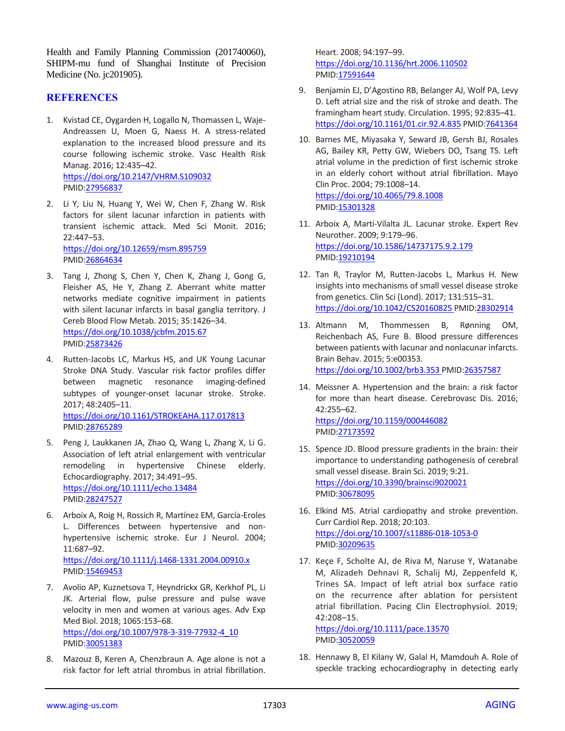Health and Family Planning Commission (201740060), SHIPM-mu fund of Shanghai Institute of Precision Medicine (No. jc201905).

## REFERENCES

1. Kvistad CE, Oygarden H, Logallo N, Thomassen L, Waje-Andreassen U, Moen G, Naess H. A stress-related explanation to the increased blood pressure and its course following ischemic stroke. Vasc Health Risk Manag. 2016; 12:435–42. https://doi.org/10.2147/VHRM.S109032 PMID:27956837

2. Li Y, Liu N, Huang Y, Wei W, Chen F, Zhang W. Risk factors for silent lacunar infarction in patients with transient ischemic attack. Med Sci Monit. 2016; 22:447–53. https://doi.org/10.12659/msm.895759 PMID:26864634

3. Tang J, Zhong S, Chen Y, Chen K, Zhang J, Gong G, Fleisher AS, He Y, Zhang Z. Aberrant white matter networks mediate cognitive impairment in patients with silent lacunar infarcts in basal ganglia territory. J Cereb Blood Flow Metab. 2015; 35:1426–34. https://doi.org/10.1038/jcbfm.2015.67 PMID:25873426

4. Rutten-Jacobs LC, Markus HS, and UK Young Lacunar Stroke DNA Study. Vascular risk factor profiles differ between magnetic resonance imaging-defined subtypes of younger-onset lacunar stroke. Stroke. 2017; 48:2405–11. https://doi.org/10.1161/STROKEAHA.117.017813 PMID:28765289

5. Peng J, Laukkanen JA, Zhao Q, Wang L, Zhang X, Li G. Association of left atrial enlargement with ventricular remodeling in hypertensive Chinese elderly. Echocardiography. 2017; 34:491–95. https://doi.org/10.1111/echo.13484 PMID:28247527

6. Arboix A, Roig H, Rossich R, Martínez EM, García-Eroles L. Differences between hypertensive and non-hypertensive ischemic stroke. Eur J Neurol. 2004; 11:687–92. https://doi.org/10.1111/j.1468-1331.2004.00910.x PMID:15469453

7. Avolio AP, Kuznetsova T, Heyndrickx GR, Kerkhof PL, Li JK. Arterial flow, pulse pressure and pulse wave velocity in men and women at various ages. Adv Exp Med Biol. 2018; 1065:153–68. https://doi.org/10.1007/978-3-319-77932-4_10 PMID:30051383

8. Mazouz B, Keren A, Chenzbraun A. Age alone is not a risk factor for left atrial thrombus in atrial fibrillation. Heart. 2008; 94:197–99. https://doi.org/10.1136/hrt.2006.110502 PMID:17591644

9. Benjamin EJ, D'Agostino RB, Belanger AJ, Wolf PA, Levy D. Left atrial size and the risk of stroke and death. The framingham heart study. Circulation. 1995; 92:835–41. https://doi.org/10.1161/01.cir.92.4.835 PMID:7641364

10. Barnes ME, Miyasaka Y, Seward JB, Gersh BJ, Rosales AG, Bailey KR, Petty GW, Wiebers DO, Tsang TS. Left atrial volume in the prediction of first ischemic stroke in an elderly cohort without atrial fibrillation. Mayo Clin Proc. 2004; 79:1008–14. https://doi.org/10.4065/79.8.1008 PMID:15301328

11. Arboix A, Martí-Vilalta JL. Lacunar stroke. Expert Rev Neurother. 2009; 9:179–96. https://doi.org/10.1586/14737175.9.2.179 PMID:19210194

12. Tan R, Traylor M, Rutten-Jacobs L, Markus H. New insights into mechanisms of small vessel disease stroke from genetics. Clin Sci (Lond). 2017; 131:515–31. https://doi.org/10.1042/CS20160825 PMID:28302914

13. Altmann M, Thommessen B, Rønning OM, Reichenbach AS, Fure B. Blood pressure differences between patients with lacunar and nonlacunar infarcts. Brain Behav. 2015; 5:e00353. https://doi.org/10.1002/brb3.353 PMID:26357587

14. Meissner A. Hypertension and the brain: a risk factor for more than heart disease. Cerebrovasc Dis. 2016; 42:255–62. https://doi.org/10.1159/000446082 PMID:27173592

15. Spence JD. Blood pressure gradients in the brain: their importance to understanding pathogenesis of cerebral small vessel disease. Brain Sci. 2019; 9:21. https://doi.org/10.3390/brainsci9020021 PMID:30678095

16. Elkind MS. Atrial cardiopathy and stroke prevention. Curr Cardiol Rep. 2018; 20:103. https://doi.org/10.1007/s11886-018-1053-0 PMID:30209635

17. Keçe F, Scholte AJ, de Riva M, Naruse Y, Watanabe M, Alizadeh Dehnavi R, Schalij MJ, Zeppenfeld K, Trines SA. Impact of left atrial box surface ratio on the recurrence after ablation for persistent atrial fibrillation. Pacing Clin Electrophysiol. 2019; 42:208–15. https://doi.org/10.1111/pace.13570 PMID:30520059

18. Hennawy B, El Kilany W, Galal H, Mamdouh A. Role of speckle tracking echocardiography in detecting early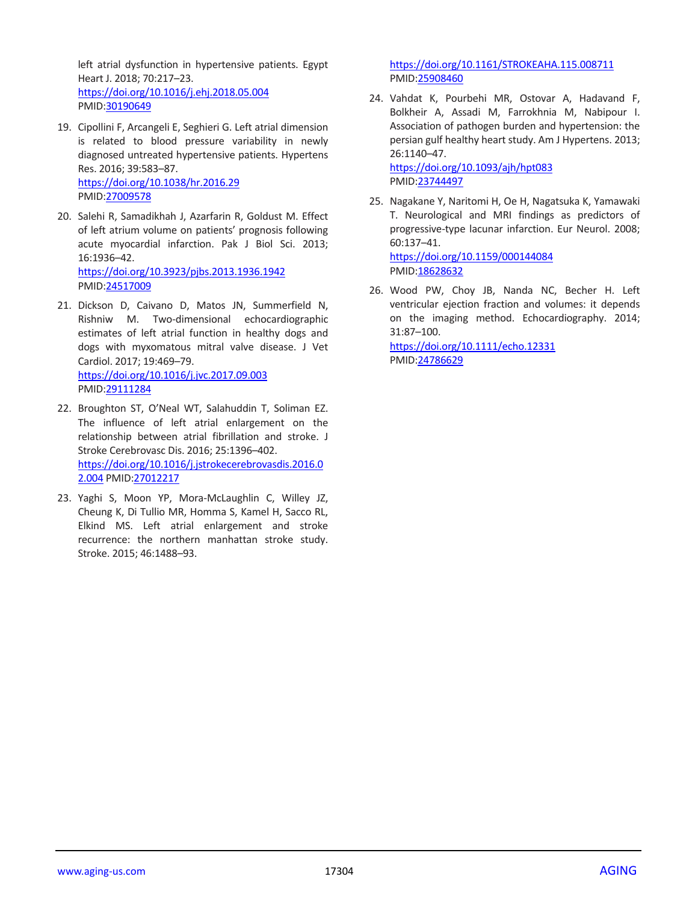left atrial dysfunction in hypertensive patients. Egypt Heart J. 2018; 70:217–23. https://doi.org/10.1016/j.ehj.2018.05.004 PMID:30190649

19. Cipollini F, Arcangeli E, Seghieri G. Left atrial dimension is related to blood pressure variability in newly diagnosed untreated hypertensive patients. Hypertens Res. 2016; 39:583–87. https://doi.org/10.1038/hr.2016.29 PMID:27009578

20. Salehi R, Samadikhah J, Azarfarin R, Goldust M. Effect of left atrium volume on patients' prognosis following acute myocardial infarction. Pak J Biol Sci. 2013; 16:1936–42. https://doi.org/10.3923/pjbs.2013.1936.1942 PMID:24517009

21. Dickson D, Caivano D, Matos JN, Summerfield N, Rishniw M. Two-dimensional echocardiographic estimates of left atrial function in healthy dogs and dogs with myxomatous mitral valve disease. J Vet Cardiol. 2017; 19:469–79. https://doi.org/10.1016/j.jvc.2017.09.003 PMID:29111284

22. Broughton ST, O'Neal WT, Salahuddin T, Soliman EZ. The influence of left atrial enlargement on the relationship between atrial fibrillation and stroke. J Stroke Cerebrovasc Dis. 2016; 25:1396–402. https://doi.org/10.1016/j.jstrokecerebrovasdis.2016.02.004 PMID:27012217

23. Yaghi S, Moon YP, Mora-McLaughlin C, Willey JZ, Cheung K, Di Tullio MR, Homma S, Kamel H, Sacco RL, Elkind MS. Left atrial enlargement and stroke recurrence: the northern manhattan stroke study. Stroke. 2015; 46:1488–93. https://doi.org/10.1161/STROKEAHA.115.008711 PMID:25908460

24. Vahdat K, Pourbehi MR, Ostovar A, Hadavand F, Bolkheir A, Assadi M, Farrokhnia M, Nabipour I. Association of pathogen burden and hypertension: the persian gulf healthy heart study. Am J Hypertens. 2013; 26:1140–47. https://doi.org/10.1093/ajh/hpt083 PMID:23744497

25. Nagakane Y, Naritomi H, Oe H, Nagatsuka K, Yamawaki T. Neurological and MRI findings as predictors of progressive-type lacunar infarction. Eur Neurol. 2008; 60:137–41. https://doi.org/10.1159/000144084 PMID:18628632

26. Wood PW, Choy JB, Nanda NC, Becher H. Left ventricular ejection fraction and volumes: it depends on the imaging method. Echocardiography. 2014; 31:87–100. https://doi.org/10.1111/echo.12331 PMID:24786629